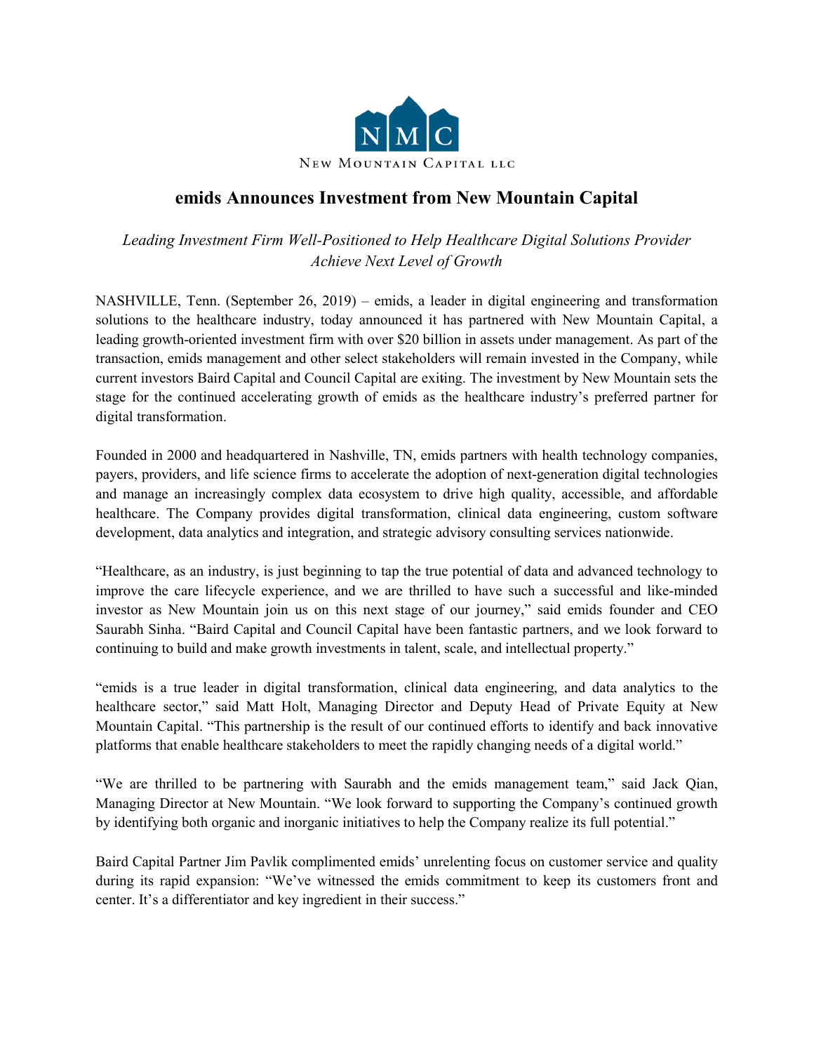NMC

New Mountain Capital LLC

# emids Announces Investment from New Mountain Capital

*Leading Investment Firm Well-Positioned to Help Healthcare Digital Solutions Provider Achieve Next Level of Growth*

NASHVILLE, Tenn. (September 26, 2019) – emids, a leader in digital engineering and transformation solutions to the healthcare industry, today announced it has partnered with New Mountain Capital, a leading growth-oriented investment firm with over $20 billion in assets under management. As part of the transaction, emids management and other select stakeholders will remain invested in the Company, while current investors Baird Capital and Council Capital are exiting. The investment by New Mountain sets the stage for the continued accelerating growth of emids as the healthcare industry's preferred partner for digital transformation.

Founded in 2000 and headquartered in Nashville, TN, emids partners with health technology companies, payers, providers, and life science firms to accelerate the adoption of next-generation digital technologies and manage an increasingly complex data ecosystem to drive high quality, accessible, and affordable healthcare. The Company provides digital transformation, clinical data engineering, custom software development, data analytics and integration, and strategic advisory consulting services nationwide.

"Healthcare, as an industry, is just beginning to tap the true potential of data and advanced technology to improve the care lifecycle experience, and we are thrilled to have such a successful and like-minded investor as New Mountain join us on this next stage of our journey," said emids founder and CEO Saurabh Sinha. "Baird Capital and Council Capital have been fantastic partners, and we look forward to continuing to build and make growth investments in talent, scale, and intellectual property."

"emids is a true leader in digital transformation, clinical data engineering, and data analytics to the healthcare sector," said Matt Holt, Managing Director and Deputy Head of Private Equity at New Mountain Capital. "This partnership is the result of our continued efforts to identify and back innovative platforms that enable healthcare stakeholders to meet the rapidly changing needs of a digital world."

"We are thrilled to be partnering with Saurabh and the emids management team," said Jack Qian, Managing Director at New Mountain. "We look forward to supporting the Company's continued growth by identifying both organic and inorganic initiatives to help the Company realize its full potential."

Baird Capital Partner Jim Pavlik complimented emids' unrelenting focus on customer service and quality during its rapid expansion: "We've witnessed the emids commitment to keep its customers front and center. It's a differentiator and key ingredient in their success."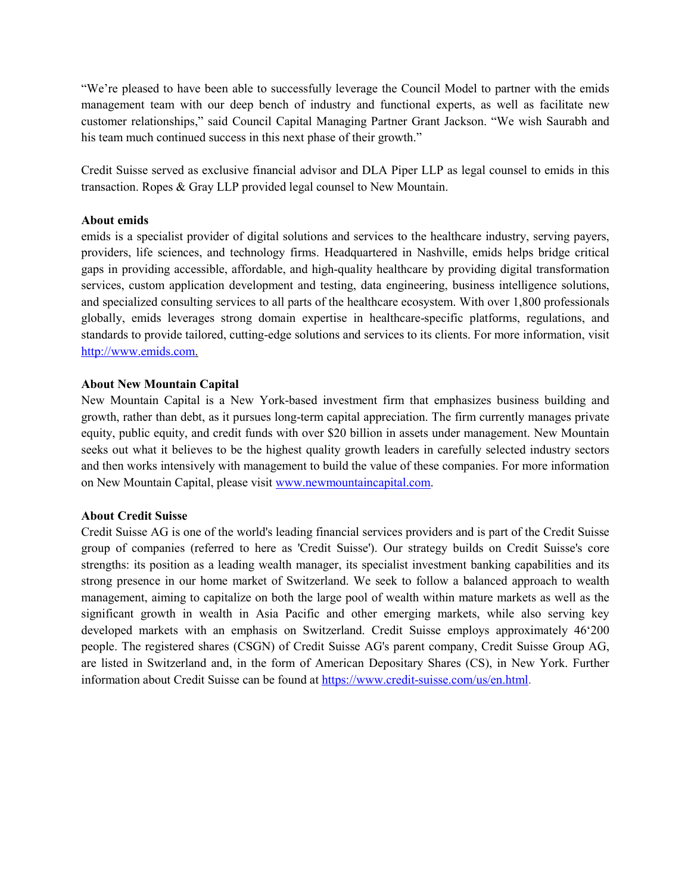"We're pleased to have been able to successfully leverage the Council Model to partner with the emids management team with our deep bench of industry and functional experts, as well as facilitate new customer relationships," said Council Capital Managing Partner Grant Jackson. "We wish Saurabh and his team much continued success in this next phase of their growth."

Credit Suisse served as exclusive financial advisor and DLA Piper LLP as legal counsel to emids in this transaction. Ropes & Gray LLP provided legal counsel to New Mountain.

**About emids**

emids is a specialist provider of digital solutions and services to the healthcare industry, serving payers, providers, life sciences, and technology firms. Headquartered in Nashville, emids helps bridge critical gaps in providing accessible, affordable, and high-quality healthcare by providing digital transformation services, custom application development and testing, data engineering, business intelligence solutions, and specialized consulting services to all parts of the healthcare ecosystem. With over 1,800 professionals globally, emids leverages strong domain expertise in healthcare-specific platforms, regulations, and standards to provide tailored, cutting-edge solutions and services to its clients. For more information, visit http://www.emids.com.

**About New Mountain Capital**

New Mountain Capital is a New York-based investment firm that emphasizes business building and growth, rather than debt, as it pursues long-term capital appreciation. The firm currently manages private equity, public equity, and credit funds with over $20 billion in assets under management. New Mountain seeks out what it believes to be the highest quality growth leaders in carefully selected industry sectors and then works intensively with management to build the value of these companies. For more information on New Mountain Capital, please visit www.newmountaincapital.com.

**About Credit Suisse**

Credit Suisse AG is one of the world's leading financial services providers and is part of the Credit Suisse group of companies (referred to here as 'Credit Suisse'). Our strategy builds on Credit Suisse's core strengths: its position as a leading wealth manager, its specialist investment banking capabilities and its strong presence in our home market of Switzerland. We seek to follow a balanced approach to wealth management, aiming to capitalize on both the large pool of wealth within mature markets as well as the significant growth in wealth in Asia Pacific and other emerging markets, while also serving key developed markets with an emphasis on Switzerland. Credit Suisse employs approximately 46'200 people. The registered shares (CSGN) of Credit Suisse AG's parent company, Credit Suisse Group AG, are listed in Switzerland and, in the form of American Depositary Shares (CS), in New York. Further information about Credit Suisse can be found at https://www.credit-suisse.com/us/en.html.